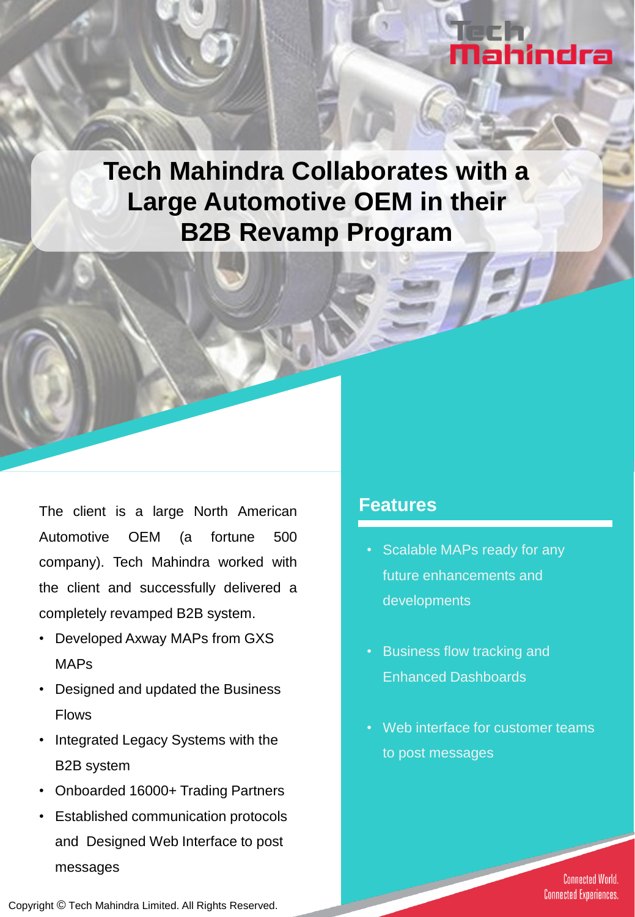# Tech Mahindra Collaborates with a Large Automotive OEM in their B2B Revamp Program

The client is a large North American Automotive OEM (a fortune 500 company). Tech Mahindra worked with the client and successfully delivered a completely revamped B2B system.

- Developed Axway MAPs from GXS MAPs
- Designed and updated the Business Flows
- Integrated Legacy Systems with the B2B system
- Onboarded 16000+ Trading Partners
- Established communication protocols and Designed Web Interface to post messages

## Features

- Scalable MAPs ready for any future enhancements and developments
- Business flow tracking and Enhanced Dashboards
- Web interface for customer teams to post messages

Copyright © Tech Mahindra Limited. All Rights Reserved.

Connected World. Connected Experiences.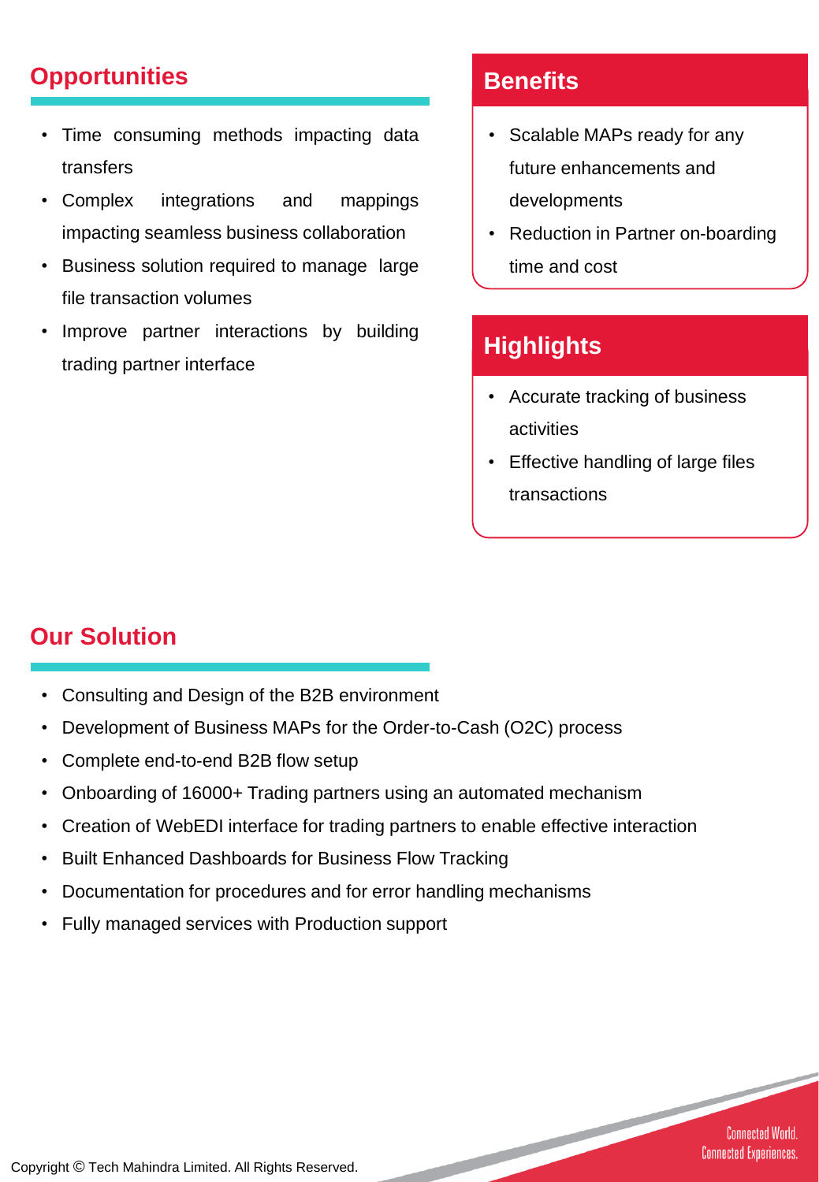## Opportunities

- Time consuming methods impacting data transfers
- Complex integrations and mappings impacting seamless business collaboration
- Business solution required to manage large file transaction volumes
- Improve partner interactions by building trading partner interface

## Benefits

- Scalable MAPs ready for any future enhancements and developments
- Reduction in Partner on-boarding time and cost

## Highlights

- Accurate tracking of business activities
- Effective handling of large files transactions

## Our Solution

- Consulting and Design of the B2B environment
- Development of Business MAPs for the Order-to-Cash (O2C) process
- Complete end-to-end B2B flow setup
- Onboarding of 16000+ Trading partners using an automated mechanism
- Creation of WebEDI interface for trading partners to enable effective interaction
- Built Enhanced Dashboards for Business Flow Tracking
- Documentation for procedures and for error handling mechanisms
- Fully managed services with Production support

Connected World. Connected Experiences.

Copyright © Tech Mahindra Limited. All Rights Reserved.